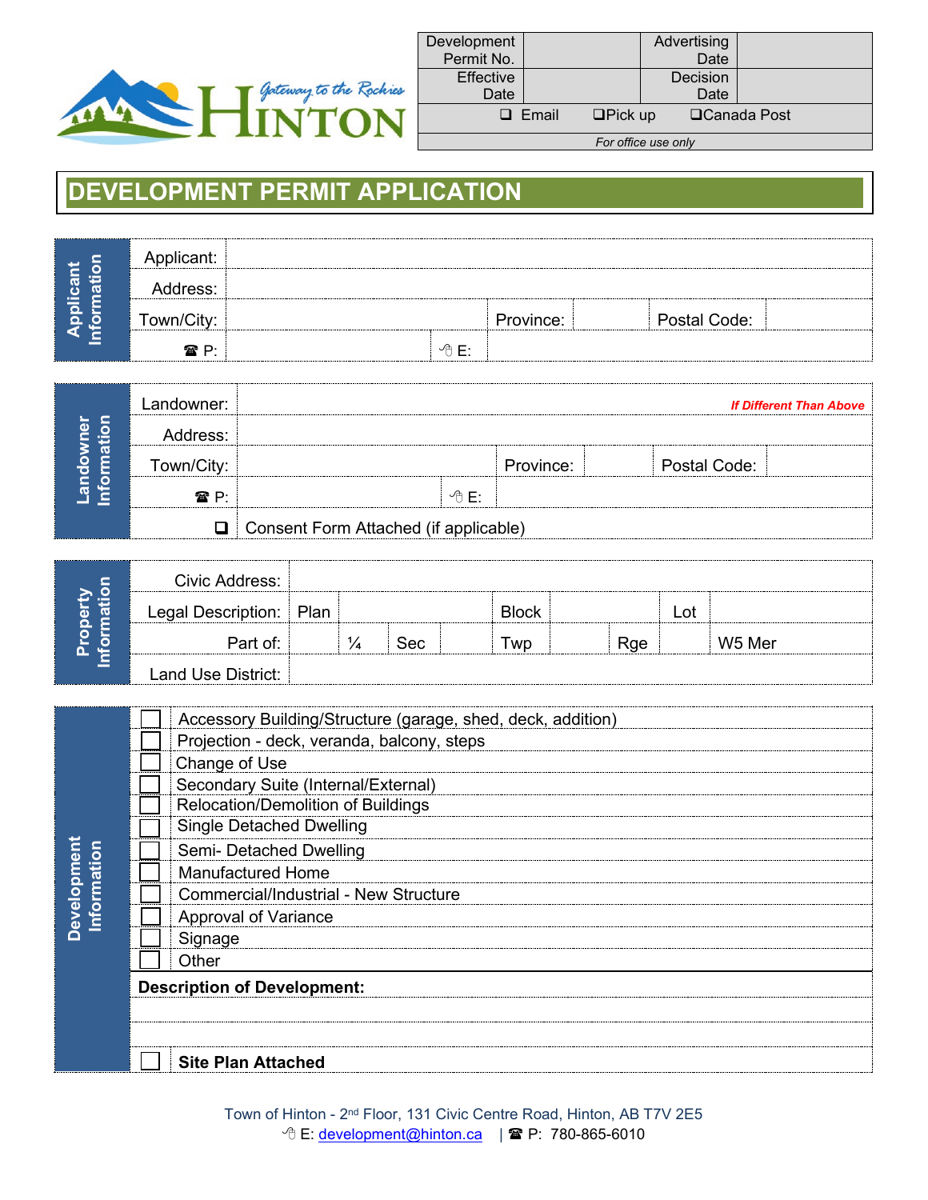Gateway to the Rockies
HINTON

| Development Permit No. | | Advertising Date | |
|---|---|---|---|
| Effective Date | | Decision Date | |
| ❑ Email | ❑Pick up | ❑Canada Post | |

*For office use only*

# DEVELOPMENT PERMIT APPLICATION

**Applicant Information**

| Applicant: | | | | | |
|---|---|---|---|---|---|
| Address: | | | | | |
| Town/City: | | Province: | | Postal Code: | |
| ☎ P: | | E: | | | |

**Landowner Information**

| Landowner: | | | | | *If Different Than Above* |
|---|---|---|---|---|---|
| Address: | | | | | |
| Town/City: | | Province: | | Postal Code: | |
| ☎ P: | | E: | | | |
| ❑ | Consent Form Attached (if applicable) | | | | |

**Property Information**

| Civic Address: | | | | | | | | | |
|---|---|---|---|---|---|---|---|---|---|
| Legal Description: | Plan | | | Block | | | Lot | | |
| Part of: | | ¼ | Sec | | Twp | | Rge | | W5 Mer |
| Land Use District: | | | | | | | | | |

**Development Information**

- ☐ Accessory Building/Structure (garage, shed, deck, addition)
- ☐ Projection - deck, veranda, balcony, steps
- ☐ Change of Use
- ☐ Secondary Suite (Internal/External)
- ☐ Relocation/Demolition of Buildings
- ☐ Single Detached Dwelling
- ☐ Semi- Detached Dwelling
- ☐ Manufactured Home
- ☐ Commercial/Industrial - New Structure
- ☐ Approval of Variance
- ☐ Signage
- ☐ Other

**Description of Development:**

☐ **Site Plan Attached**

Town of Hinton - 2nd Floor, 131 Civic Centre Road, Hinton, AB T7V 2E5
E: development@hinton.ca | ☎ P: 780-865-6010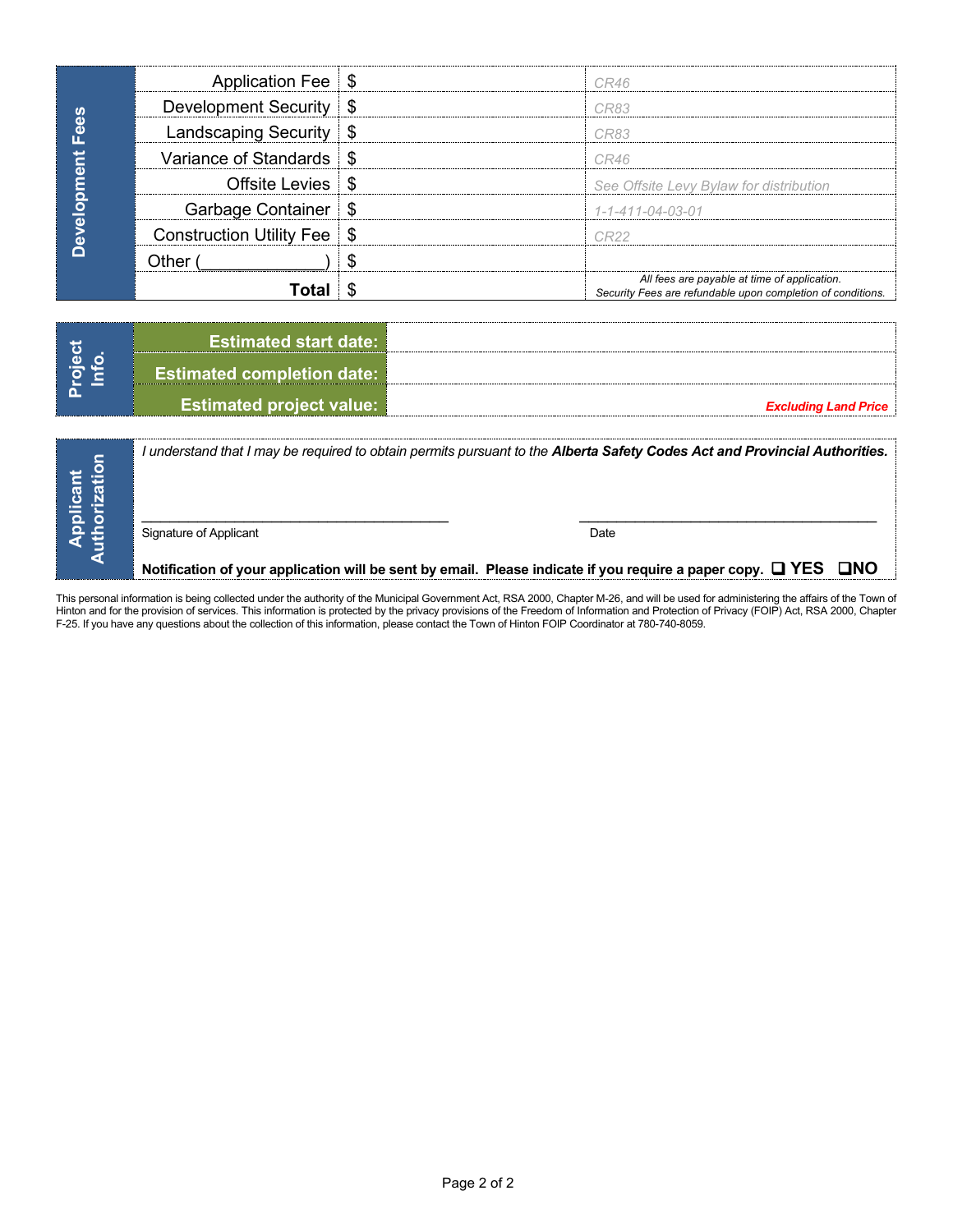## Development Fees

| | | |
|---|---|---|
| Application Fee | $ | *CR46* |
| Development Security | $ | *CR83* |
| Landscaping Security | $ | *CR83* |
| Variance of Standards | $ | *CR46* |
| Offsite Levies | $ | *See Offsite Levy Bylaw for distribution* |
| Garbage Container | $ | *1-1-411-04-03-01* |
| Construction Utility Fee | $ | *CR22* |
| Other (______________) | $ | |
| **Total** | $ | *All fees are payable at time of application. Security Fees are refundable upon completion of conditions.* |

## Project Info.

| | |
|---|---|
| **Estimated start date:** | |
| **Estimated completion date:** | |
| **Estimated project value:** | ***Excluding Land Price*** |

## Applicant Authorization

*I understand that I may be required to obtain permits pursuant to the **Alberta Safety Codes Act and Provincial Authorities.***

______________________________________ Signature of Applicant

______________________________________ Date

**Notification of your application will be sent by email. Please indicate if you require a paper copy. ❑ YES ❑NO**

This personal information is being collected under the authority of the Municipal Government Act, RSA 2000, Chapter M-26, and will be used for administering the affairs of the Town of Hinton and for the provision of services. This information is protected by the privacy provisions of the Freedom of Information and Protection of Privacy (FOIP) Act, RSA 2000, Chapter F-25. If you have any questions about the collection of this information, please contact the Town of Hinton FOIP Coordinator at 780-740-8059.